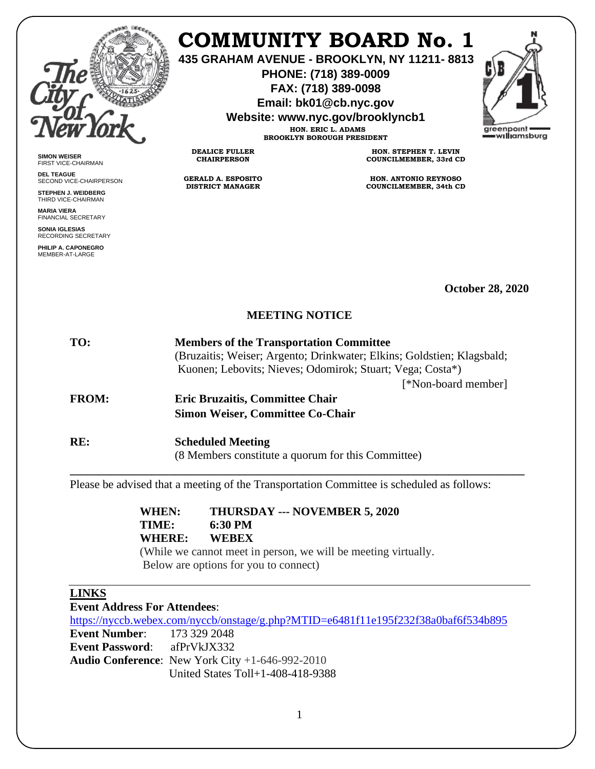# COMMUNITY BOARD No. 1

**435 GRAHAM AVENUE - BROOKLYN, NY 11211- 8813**
**PHONE: (718) 389-0009**
**FAX: (718) 389-0098**
**Email: bk01@cb.nyc.gov**
**Website: www.nyc.gov/brooklyncb1**

**HON. ERIC L. ADAMS**
**BROOKLYN BOROUGH PRESIDENT**

**SIMON WEISER**
FIRST VICE-CHAIRMAN

**DEL TEAGUE**
SECOND VICE-CHAIRPERSON

**STEPHEN J. WEIDBERG**
THIRD VICE-CHAIRMAN

**MARIA VIERA**
FINANCIAL SECRETARY

**SONIA IGLESIAS**
RECORDING SECRETARY

**PHILIP A. CAPONEGRO**
MEMBER-AT-LARGE

**DEALICE FULLER**
**CHAIRPERSON**

**GERALD A. ESPOSITO**
**DISTRICT MANAGER**

**HON. STEPHEN T. LEVIN**
**COUNCILMEMBER, 33rd CD**

**HON. ANTONIO REYNOSO**
**COUNCILMEMBER, 34th CD**

**October 28, 2020**

## MEETING NOTICE

**TO:** **Members of the Transportation Committee**
(Bruzaitis; Weiser; Argento; Drinkwater; Elkins; Goldstien; Klagsbald; Kuonen; Lebovits; Nieves; Odomirok; Stuart; Vega; Costa*)
[*Non-board member]

**FROM:** **Eric Bruzaitis, Committee Chair**
**Simon Weiser, Committee Co-Chair**

**RE:** **Scheduled Meeting**
(8 Members constitute a quorum for this Committee)

---

Please be advised that a meeting of the Transportation Committee is scheduled as follows:

**WHEN:** **THURSDAY --- NOVEMBER 5, 2020**
**TIME:** **6:30 PM**
**WHERE:** **WEBEX**
(While we cannot meet in person, we will be meeting virtually. Below are options for you to connect)

---

**LINKS**

**Event Address For Attendees**:
https://nyccb.webex.com/nyccb/onstage/g.php?MTID=e6481f11e195f232f38a0baf6f534b895
**Event Number**: 173 329 2048
**Event Password**: afPrVkJX332
**Audio Conference**: New York City +1-646-992-2010
United States Toll+1-408-418-9388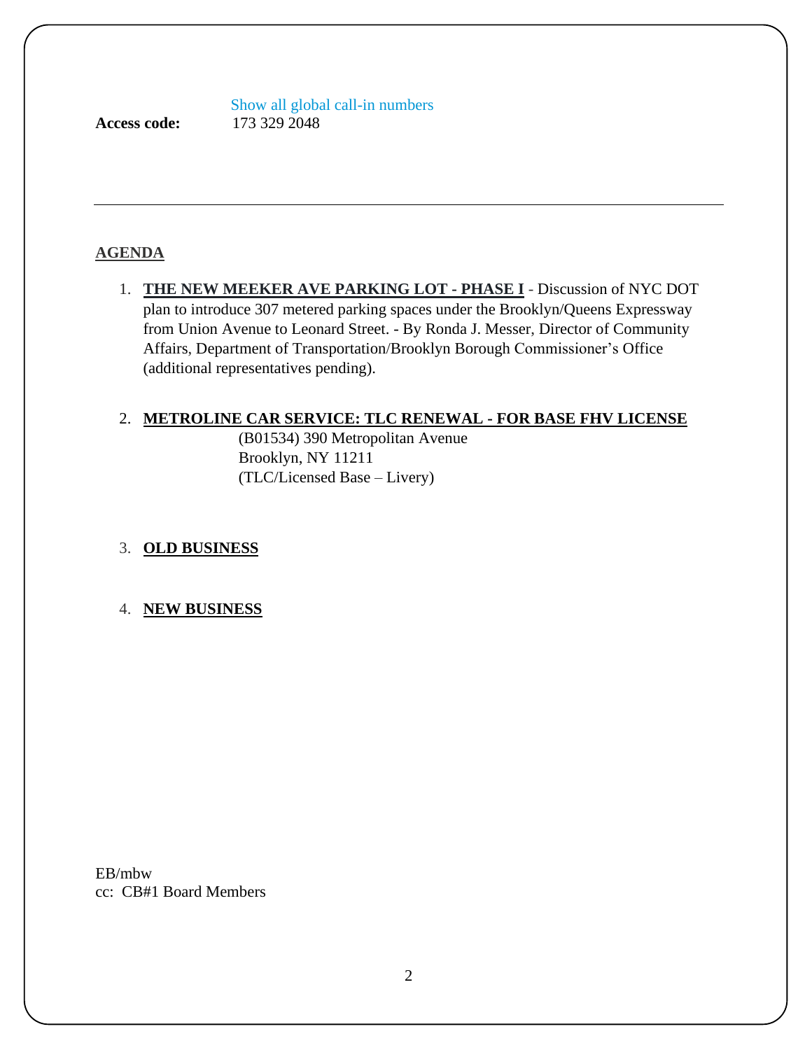Show all global call-in numbers

**Access code:** 173 329 2048

---

## AGENDA

1. **THE NEW MEEKER AVE PARKING LOT - PHASE I** - Discussion of NYC DOT plan to introduce 307 metered parking spaces under the Brooklyn/Queens Expressway from Union Avenue to Leonard Street. - By Ronda J. Messer, Director of Community Affairs, Department of Transportation/Brooklyn Borough Commissioner's Office (additional representatives pending).

2. **METROLINE CAR SERVICE: TLC RENEWAL - FOR BASE FHV LICENSE**
   (B01534) 390 Metropolitan Avenue
   Brooklyn, NY 11211
   (TLC/Licensed Base – Livery)

3. **OLD BUSINESS**

4. **NEW BUSINESS**

EB/mbw
cc: CB#1 Board Members